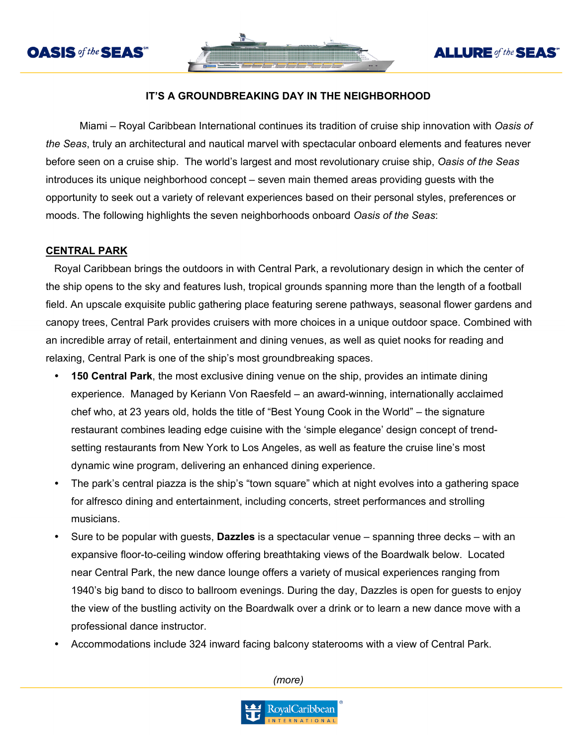# IT'S A GROUNDBREAKING DAY IN THE NEIGHBORHOOD

Miami – Royal Caribbean International continues its tradition of cruise ship innovation with *Oasis of the Seas*, truly an architectural and nautical marvel with spectacular onboard elements and features never before seen on a cruise ship. The world's largest and most revolutionary cruise ship, *Oasis of the Seas* introduces its unique neighborhood concept – seven main themed areas providing guests with the opportunity to seek out a variety of relevant experiences based on their personal styles, preferences or moods. The following highlights the seven neighborhoods onboard *Oasis of the Seas*:

## CENTRAL PARK

Royal Caribbean brings the outdoors in with Central Park, a revolutionary design in which the center of the ship opens to the sky and features lush, tropical grounds spanning more than the length of a football field. An upscale exquisite public gathering place featuring serene pathways, seasonal flower gardens and canopy trees, Central Park provides cruisers with more choices in a unique outdoor space. Combined with an incredible array of retail, entertainment and dining venues, as well as quiet nooks for reading and relaxing, Central Park is one of the ship's most groundbreaking spaces.

- **150 Central Park**, the most exclusive dining venue on the ship, provides an intimate dining experience. Managed by Keriann Von Raesfeld – an award-winning, internationally acclaimed chef who, at 23 years old, holds the title of "Best Young Cook in the World" – the signature restaurant combines leading edge cuisine with the 'simple elegance' design concept of trend-setting restaurants from New York to Los Angeles, as well as feature the cruise line's most dynamic wine program, delivering an enhanced dining experience.
- The park's central piazza is the ship's "town square" which at night evolves into a gathering space for alfresco dining and entertainment, including concerts, street performances and strolling musicians.
- Sure to be popular with guests, **Dazzles** is a spectacular venue – spanning three decks – with an expansive floor-to-ceiling window offering breathtaking views of the Boardwalk below. Located near Central Park, the new dance lounge offers a variety of musical experiences ranging from 1940's big band to disco to ballroom evenings. During the day, Dazzles is open for guests to enjoy the view of the bustling activity on the Boardwalk over a drink or to learn a new dance move with a professional dance instructor.
- Accommodations include 324 inward facing balcony staterooms with a view of Central Park.

*(more)*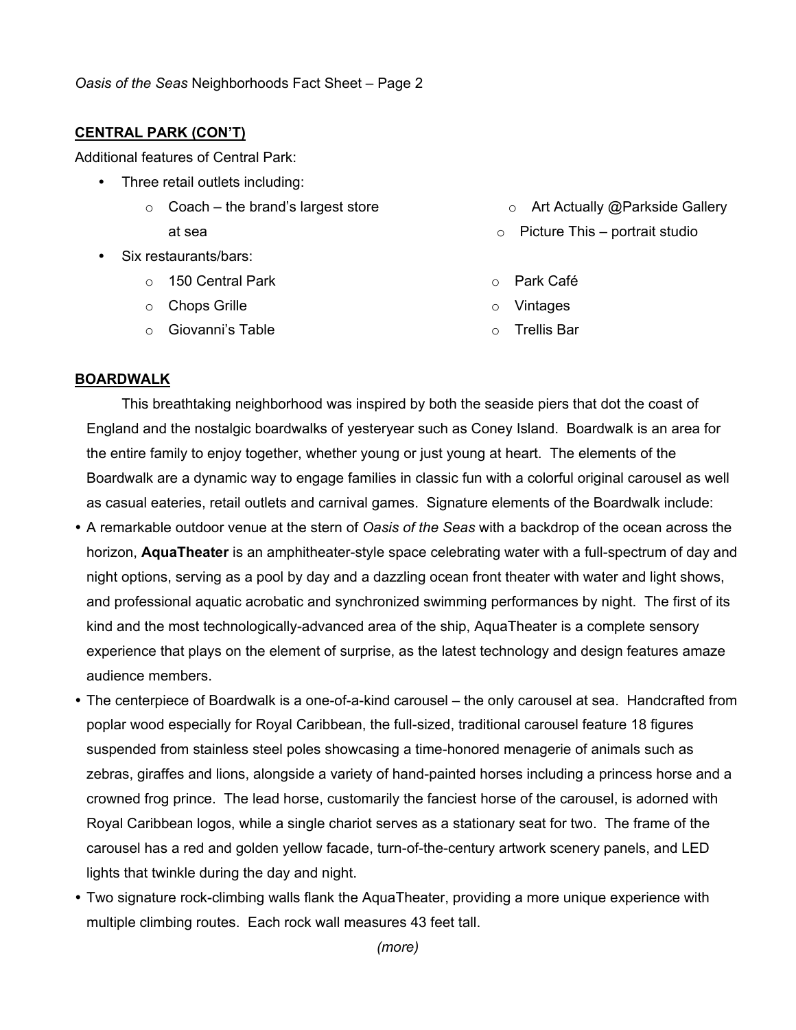**CENTRAL PARK (CON'T)**

Additional features of Central Park:

- Three retail outlets including:
    - Coach – the brand's largest store at sea
    - Art Actually @Parkside Gallery
    - Picture This – portrait studio
- Six restaurants/bars:
    - 150 Central Park
    - Chops Grille
    - Giovanni's Table
    - Park Café
    - Vintages
    - Trellis Bar

**BOARDWALK**

This breathtaking neighborhood was inspired by both the seaside piers that dot the coast of England and the nostalgic boardwalks of yesteryear such as Coney Island. Boardwalk is an area for the entire family to enjoy together, whether young or just young at heart. The elements of the Boardwalk are a dynamic way to engage families in classic fun with a colorful original carousel as well as casual eateries, retail outlets and carnival games. Signature elements of the Boardwalk include:

- A remarkable outdoor venue at the stern of *Oasis of the Seas* with a backdrop of the ocean across the horizon, **AquaTheater** is an amphitheater-style space celebrating water with a full-spectrum of day and night options, serving as a pool by day and a dazzling ocean front theater with water and light shows, and professional aquatic acrobatic and synchronized swimming performances by night. The first of its kind and the most technologically-advanced area of the ship, AquaTheater is a complete sensory experience that plays on the element of surprise, as the latest technology and design features amaze audience members.
- The centerpiece of Boardwalk is a one-of-a-kind carousel – the only carousel at sea. Handcrafted from poplar wood especially for Royal Caribbean, the full-sized, traditional carousel feature 18 figures suspended from stainless steel poles showcasing a time-honored menagerie of animals such as zebras, giraffes and lions, alongside a variety of hand-painted horses including a princess horse and a crowned frog prince. The lead horse, customarily the fanciest horse of the carousel, is adorned with Royal Caribbean logos, while a single chariot serves as a stationary seat for two. The frame of the carousel has a red and golden yellow facade, turn-of-the-century artwork scenery panels, and LED lights that twinkle during the day and night.
- Two signature rock-climbing walls flank the AquaTheater, providing a more unique experience with multiple climbing routes. Each rock wall measures 43 feet tall.

*(more)*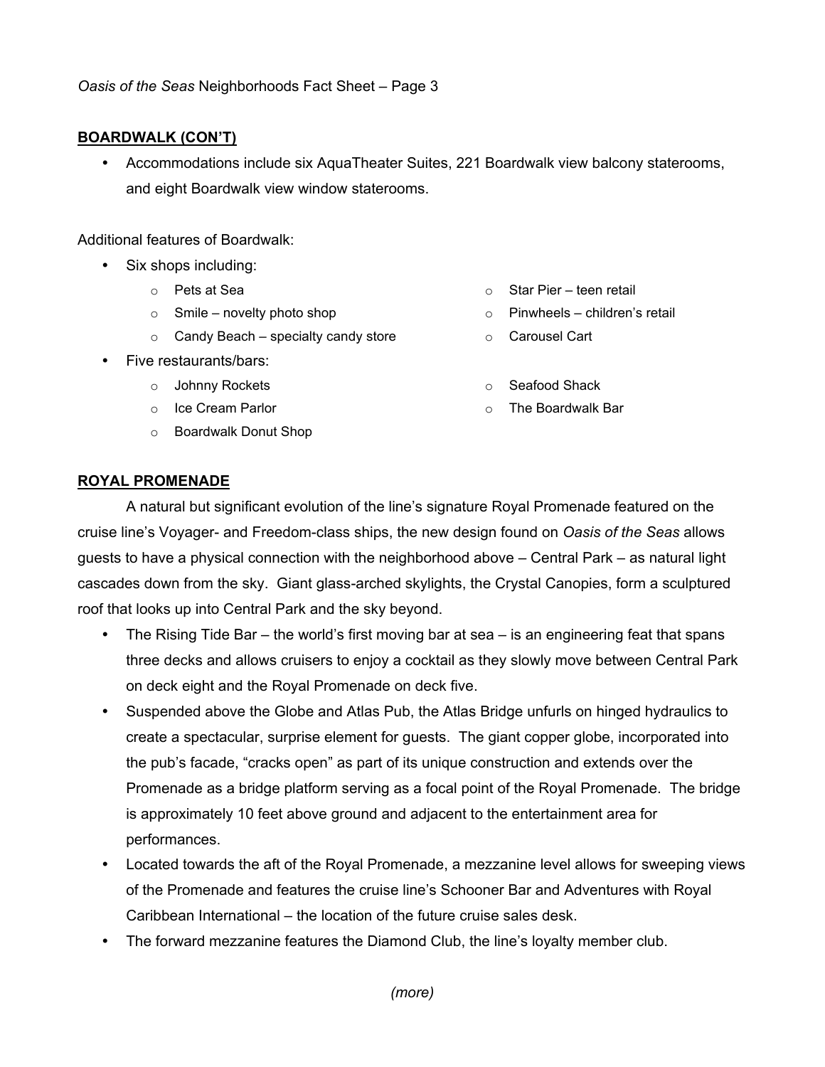## BOARDWALK (CON'T)

- Accommodations include six AquaTheater Suites, 221 Boardwalk view balcony staterooms, and eight Boardwalk view window staterooms.

Additional features of Boardwalk:

- Six shops including:
  - Pets at Sea
  - Smile – novelty photo shop
  - Candy Beach – specialty candy store
  - Star Pier – teen retail
  - Pinwheels – children's retail
  - Carousel Cart
- Five restaurants/bars:
  - Johnny Rockets
  - Ice Cream Parlor
  - Boardwalk Donut Shop
  - Seafood Shack
  - The Boardwalk Bar

## ROYAL PROMENADE

A natural but significant evolution of the line's signature Royal Promenade featured on the cruise line's Voyager- and Freedom-class ships, the new design found on *Oasis of the Seas* allows guests to have a physical connection with the neighborhood above – Central Park – as natural light cascades down from the sky. Giant glass-arched skylights, the Crystal Canopies, form a sculptured roof that looks up into Central Park and the sky beyond.

- The Rising Tide Bar – the world's first moving bar at sea – is an engineering feat that spans three decks and allows cruisers to enjoy a cocktail as they slowly move between Central Park on deck eight and the Royal Promenade on deck five.
- Suspended above the Globe and Atlas Pub, the Atlas Bridge unfurls on hinged hydraulics to create a spectacular, surprise element for guests. The giant copper globe, incorporated into the pub's facade, "cracks open" as part of its unique construction and extends over the Promenade as a bridge platform serving as a focal point of the Royal Promenade. The bridge is approximately 10 feet above ground and adjacent to the entertainment area for performances.
- Located towards the aft of the Royal Promenade, a mezzanine level allows for sweeping views of the Promenade and features the cruise line's Schooner Bar and Adventures with Royal Caribbean International – the location of the future cruise sales desk.
- The forward mezzanine features the Diamond Club, the line's loyalty member club.

*(more)*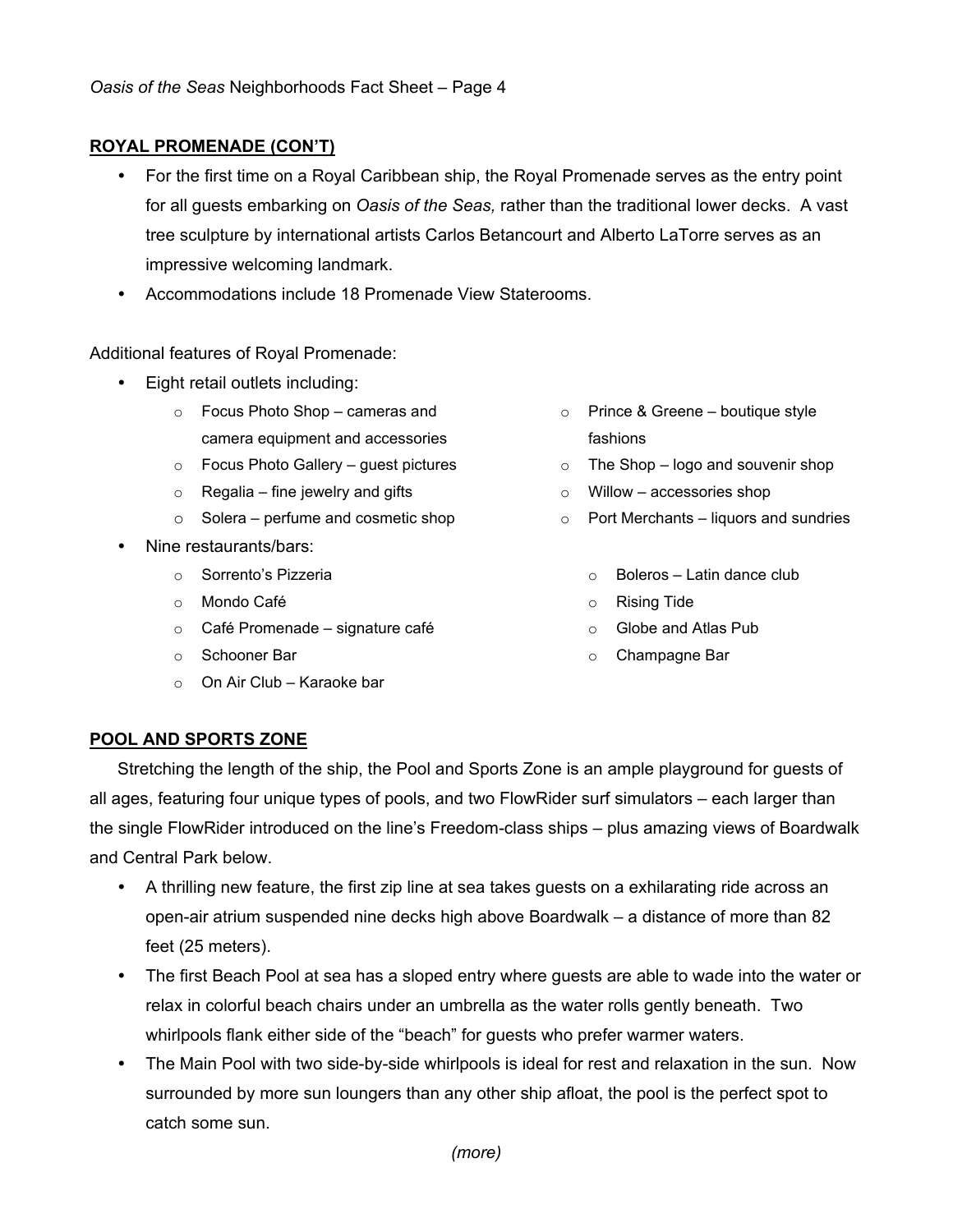## ROYAL PROMENADE (CON'T)

- For the first time on a Royal Caribbean ship, the Royal Promenade serves as the entry point for all guests embarking on *Oasis of the Seas,* rather than the traditional lower decks. A vast tree sculpture by international artists Carlos Betancourt and Alberto LaTorre serves as an impressive welcoming landmark.
- Accommodations include 18 Promenade View Staterooms.

Additional features of Royal Promenade:

- Eight retail outlets including:
  - Focus Photo Shop – cameras and camera equipment and accessories
  - Focus Photo Gallery – guest pictures
  - Regalia – fine jewelry and gifts
  - Solera – perfume and cosmetic shop
  - Prince & Greene – boutique style fashions
  - The Shop – logo and souvenir shop
  - Willow – accessories shop
  - Port Merchants – liquors and sundries
- Nine restaurants/bars:
  - Sorrento's Pizzeria
  - Mondo Café
  - Café Promenade – signature café
  - Schooner Bar
  - On Air Club – Karaoke bar
  - Boleros – Latin dance club
  - Rising Tide
  - Globe and Atlas Pub
  - Champagne Bar

## POOL AND SPORTS ZONE

Stretching the length of the ship, the Pool and Sports Zone is an ample playground for guests of all ages, featuring four unique types of pools, and two FlowRider surf simulators – each larger than the single FlowRider introduced on the line's Freedom-class ships – plus amazing views of Boardwalk and Central Park below.

- A thrilling new feature, the first zip line at sea takes guests on a exhilarating ride across an open-air atrium suspended nine decks high above Boardwalk – a distance of more than 82 feet (25 meters).
- The first Beach Pool at sea has a sloped entry where guests are able to wade into the water or relax in colorful beach chairs under an umbrella as the water rolls gently beneath. Two whirlpools flank either side of the "beach" for guests who prefer warmer waters.
- The Main Pool with two side-by-side whirlpools is ideal for rest and relaxation in the sun. Now surrounded by more sun loungers than any other ship afloat, the pool is the perfect spot to catch some sun.

*(more)*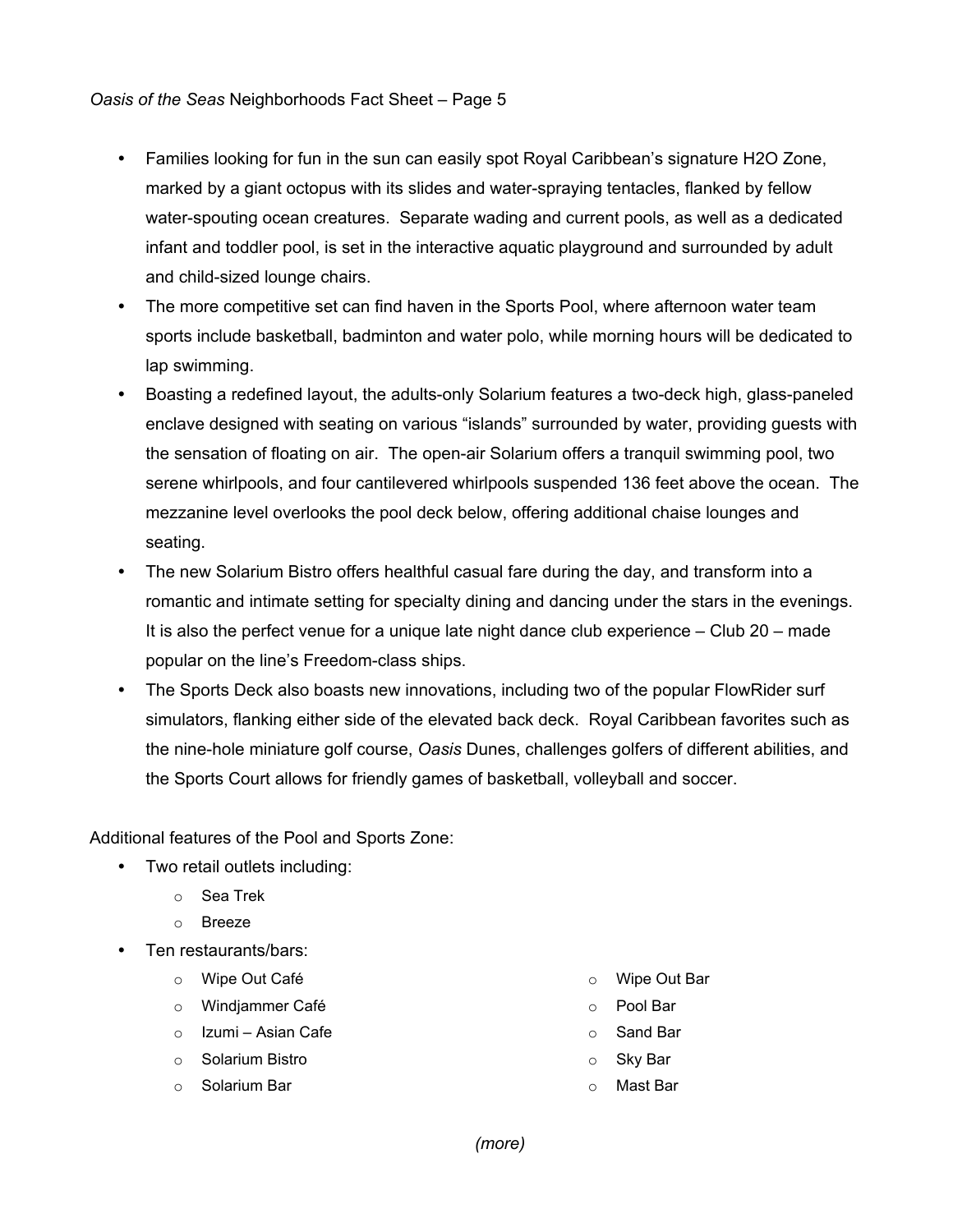- Families looking for fun in the sun can easily spot Royal Caribbean's signature H2O Zone, marked by a giant octopus with its slides and water-spraying tentacles, flanked by fellow water-spouting ocean creatures. Separate wading and current pools, as well as a dedicated infant and toddler pool, is set in the interactive aquatic playground and surrounded by adult and child-sized lounge chairs.
- The more competitive set can find haven in the Sports Pool, where afternoon water team sports include basketball, badminton and water polo, while morning hours will be dedicated to lap swimming.
- Boasting a redefined layout, the adults-only Solarium features a two-deck high, glass-paneled enclave designed with seating on various "islands" surrounded by water, providing guests with the sensation of floating on air. The open-air Solarium offers a tranquil swimming pool, two serene whirlpools, and four cantilevered whirlpools suspended 136 feet above the ocean. The mezzanine level overlooks the pool deck below, offering additional chaise lounges and seating.
- The new Solarium Bistro offers healthful casual fare during the day, and transform into a romantic and intimate setting for specialty dining and dancing under the stars in the evenings. It is also the perfect venue for a unique late night dance club experience – Club 20 – made popular on the line's Freedom-class ships.
- The Sports Deck also boasts new innovations, including two of the popular FlowRider surf simulators, flanking either side of the elevated back deck. Royal Caribbean favorites such as the nine-hole miniature golf course, *Oasis* Dunes, challenges golfers of different abilities, and the Sports Court allows for friendly games of basketball, volleyball and soccer.

Additional features of the Pool and Sports Zone:

- Two retail outlets including:
  - Sea Trek
  - Breeze
- Ten restaurants/bars:
  - Wipe Out Café
  - Windjammer Café
  - Izumi – Asian Cafe
  - Solarium Bistro
  - Solarium Bar
  - Wipe Out Bar
  - Pool Bar
  - Sand Bar
  - Sky Bar
  - Mast Bar

*(more)*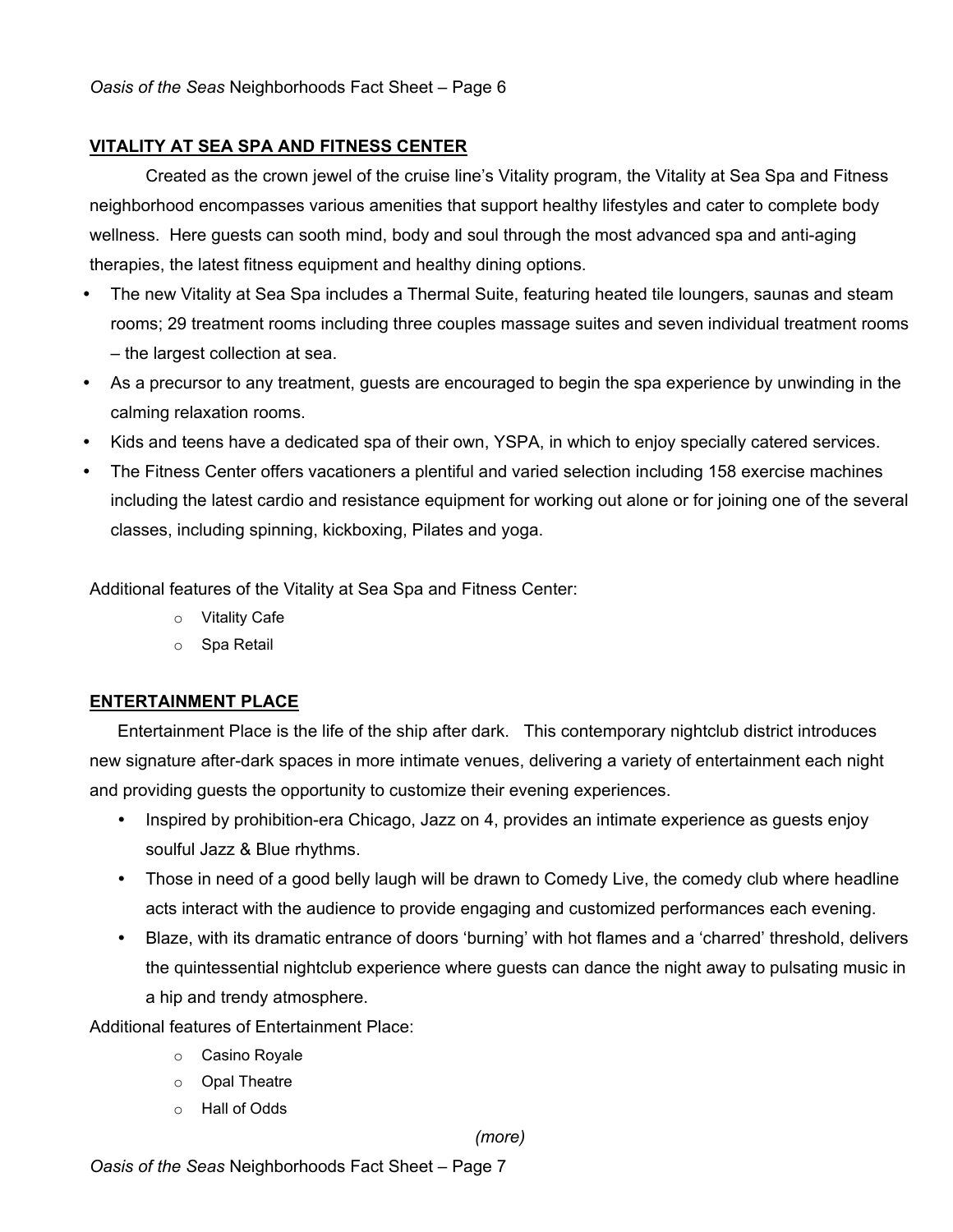## VITALITY AT SEA SPA AND FITNESS CENTER

Created as the crown jewel of the cruise line's Vitality program, the Vitality at Sea Spa and Fitness neighborhood encompasses various amenities that support healthy lifestyles and cater to complete body wellness. Here guests can sooth mind, body and soul through the most advanced spa and anti-aging therapies, the latest fitness equipment and healthy dining options.

- The new Vitality at Sea Spa includes a Thermal Suite, featuring heated tile loungers, saunas and steam rooms; 29 treatment rooms including three couples massage suites and seven individual treatment rooms – the largest collection at sea.
- As a precursor to any treatment, guests are encouraged to begin the spa experience by unwinding in the calming relaxation rooms.
- Kids and teens have a dedicated spa of their own, YSPA, in which to enjoy specially catered services.
- The Fitness Center offers vacationers a plentiful and varied selection including 158 exercise machines including the latest cardio and resistance equipment for working out alone or for joining one of the several classes, including spinning, kickboxing, Pilates and yoga.

Additional features of the Vitality at Sea Spa and Fitness Center:

- Vitality Cafe
- Spa Retail

## ENTERTAINMENT PLACE

Entertainment Place is the life of the ship after dark. This contemporary nightclub district introduces new signature after-dark spaces in more intimate venues, delivering a variety of entertainment each night and providing guests the opportunity to customize their evening experiences.

- Inspired by prohibition-era Chicago, Jazz on 4, provides an intimate experience as guests enjoy soulful Jazz & Blue rhythms.
- Those in need of a good belly laugh will be drawn to Comedy Live, the comedy club where headline acts interact with the audience to provide engaging and customized performances each evening.
- Blaze, with its dramatic entrance of doors 'burning' with hot flames and a 'charred' threshold, delivers the quintessential nightclub experience where guests can dance the night away to pulsating music in a hip and trendy atmosphere.

Additional features of Entertainment Place:

- Casino Royale
- Opal Theatre
- Hall of Odds

*(more)*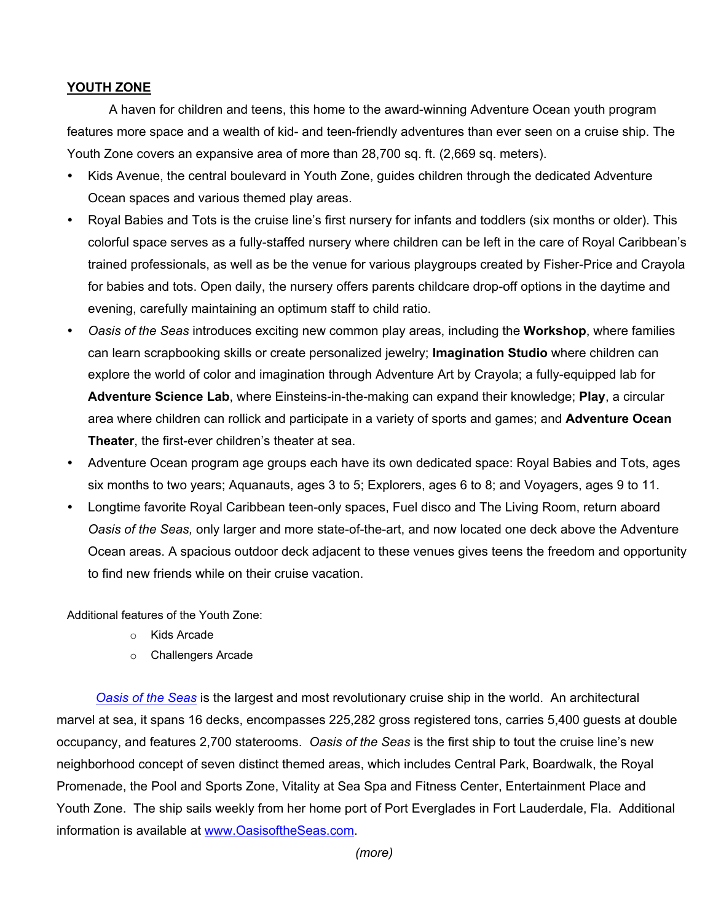**YOUTH ZONE**

A haven for children and teens, this home to the award-winning Adventure Ocean youth program features more space and a wealth of kid- and teen-friendly adventures than ever seen on a cruise ship. The Youth Zone covers an expansive area of more than 28,700 sq. ft. (2,669 sq. meters).

- Kids Avenue, the central boulevard in Youth Zone, guides children through the dedicated Adventure Ocean spaces and various themed play areas.
- Royal Babies and Tots is the cruise line's first nursery for infants and toddlers (six months or older). This colorful space serves as a fully-staffed nursery where children can be left in the care of Royal Caribbean's trained professionals, as well as be the venue for various playgroups created by Fisher-Price and Crayola for babies and tots. Open daily, the nursery offers parents childcare drop-off options in the daytime and evening, carefully maintaining an optimum staff to child ratio.
- *Oasis of the Seas* introduces exciting new common play areas, including the **Workshop**, where families can learn scrapbooking skills or create personalized jewelry; **Imagination Studio** where children can explore the world of color and imagination through Adventure Art by Crayola; a fully-equipped lab for **Adventure Science Lab**, where Einsteins-in-the-making can expand their knowledge; **Play**, a circular area where children can rollick and participate in a variety of sports and games; and **Adventure Ocean Theater**, the first-ever children's theater at sea.
- Adventure Ocean program age groups each have its own dedicated space: Royal Babies and Tots, ages six months to two years; Aquanauts, ages 3 to 5; Explorers, ages 6 to 8; and Voyagers, ages 9 to 11.
- Longtime favorite Royal Caribbean teen-only spaces, Fuel disco and The Living Room, return aboard *Oasis of the Seas,* only larger and more state-of-the-art, and now located one deck above the Adventure Ocean areas. A spacious outdoor deck adjacent to these venues gives teens the freedom and opportunity to find new friends while on their cruise vacation.

Additional features of the Youth Zone:

- Kids Arcade
- Challengers Arcade

*Oasis of the Seas* is the largest and most revolutionary cruise ship in the world. An architectural marvel at sea, it spans 16 decks, encompasses 225,282 gross registered tons, carries 5,400 guests at double occupancy, and features 2,700 staterooms. *Oasis of the Seas* is the first ship to tout the cruise line's new neighborhood concept of seven distinct themed areas, which includes Central Park, Boardwalk, the Royal Promenade, the Pool and Sports Zone, Vitality at Sea Spa and Fitness Center, Entertainment Place and Youth Zone. The ship sails weekly from her home port of Port Everglades in Fort Lauderdale, Fla. Additional information is available at www.OasisoftheSeas.com.

*(more)*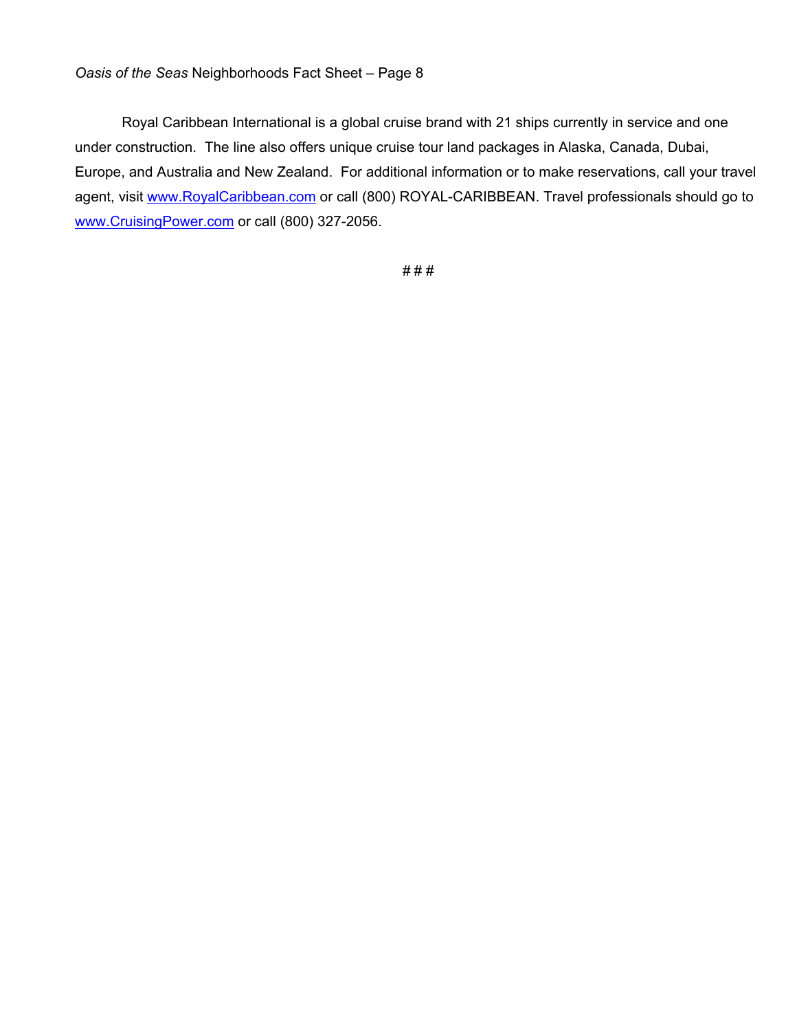Royal Caribbean International is a global cruise brand with 21 ships currently in service and one under construction. The line also offers unique cruise tour land packages in Alaska, Canada, Dubai, Europe, and Australia and New Zealand. For additional information or to make reservations, call your travel agent, visit www.RoyalCaribbean.com or call (800) ROYAL-CARIBBEAN. Travel professionals should go to www.CruisingPower.com or call (800) 327-2056.

# # #